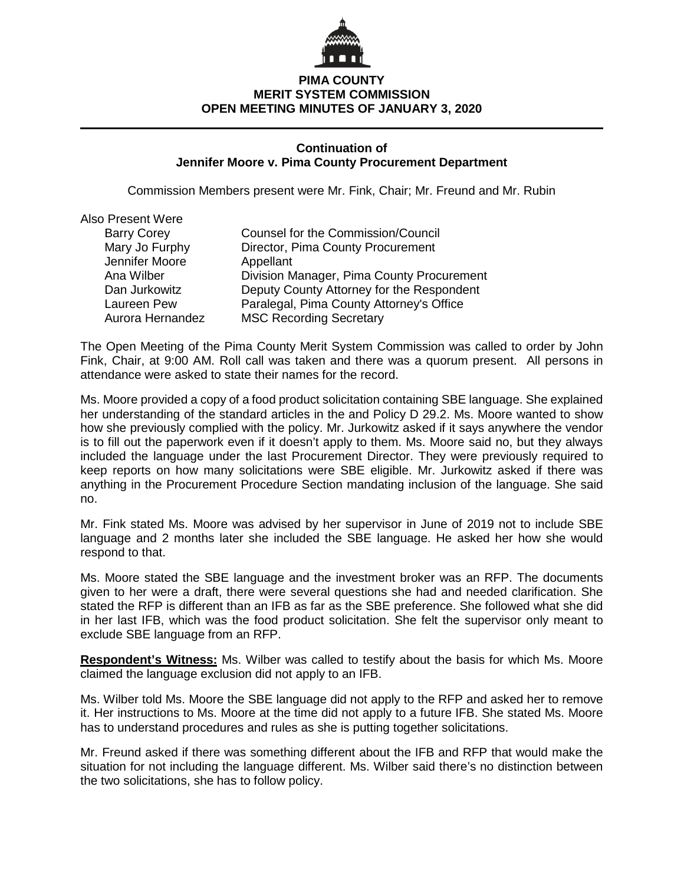**PIMA COUNTY**
**MERIT SYSTEM COMMISSION**
**OPEN MEETING MINUTES OF JANUARY 3, 2020**

---

**Continuation of**
**Jennifer Moore v. Pima County Procurement Department**

Commission Members present were Mr. Fink, Chair; Mr. Freund and Mr. Rubin

Also Present Were

| | |
|---|---|
| Barry Corey | Counsel for the Commission/Council |
| Mary Jo Furphy | Director, Pima County Procurement |
| Jennifer Moore | Appellant |
| Ana Wilber | Division Manager, Pima County Procurement |
| Dan Jurkowitz | Deputy County Attorney for the Respondent |
| Laureen Pew | Paralegal, Pima County Attorney's Office |
| Aurora Hernandez | MSC Recording Secretary |

The Open Meeting of the Pima County Merit System Commission was called to order by John Fink, Chair, at 9:00 AM. Roll call was taken and there was a quorum present. All persons in attendance were asked to state their names for the record.

Ms. Moore provided a copy of a food product solicitation containing SBE language. She explained her understanding of the standard articles in the and Policy D 29.2. Ms. Moore wanted to show how she previously complied with the policy. Mr. Jurkowitz asked if it says anywhere the vendor is to fill out the paperwork even if it doesn't apply to them. Ms. Moore said no, but they always included the language under the last Procurement Director. They were previously required to keep reports on how many solicitations were SBE eligible. Mr. Jurkowitz asked if there was anything in the Procurement Procedure Section mandating inclusion of the language. She said no.

Mr. Fink stated Ms. Moore was advised by her supervisor in June of 2019 not to include SBE language and 2 months later she included the SBE language. He asked her how she would respond to that.

Ms. Moore stated the SBE language and the investment broker was an RFP. The documents given to her were a draft, there were several questions she had and needed clarification. She stated the RFP is different than an IFB as far as the SBE preference. She followed what she did in her last IFB, which was the food product solicitation. She felt the supervisor only meant to exclude SBE language from an RFP.

**Respondent's Witness:** Ms. Wilber was called to testify about the basis for which Ms. Moore claimed the language exclusion did not apply to an IFB.

Ms. Wilber told Ms. Moore the SBE language did not apply to the RFP and asked her to remove it. Her instructions to Ms. Moore at the time did not apply to a future IFB. She stated Ms. Moore has to understand procedures and rules as she is putting together solicitations.

Mr. Freund asked if there was something different about the IFB and RFP that would make the situation for not including the language different. Ms. Wilber said there's no distinction between the two solicitations, she has to follow policy.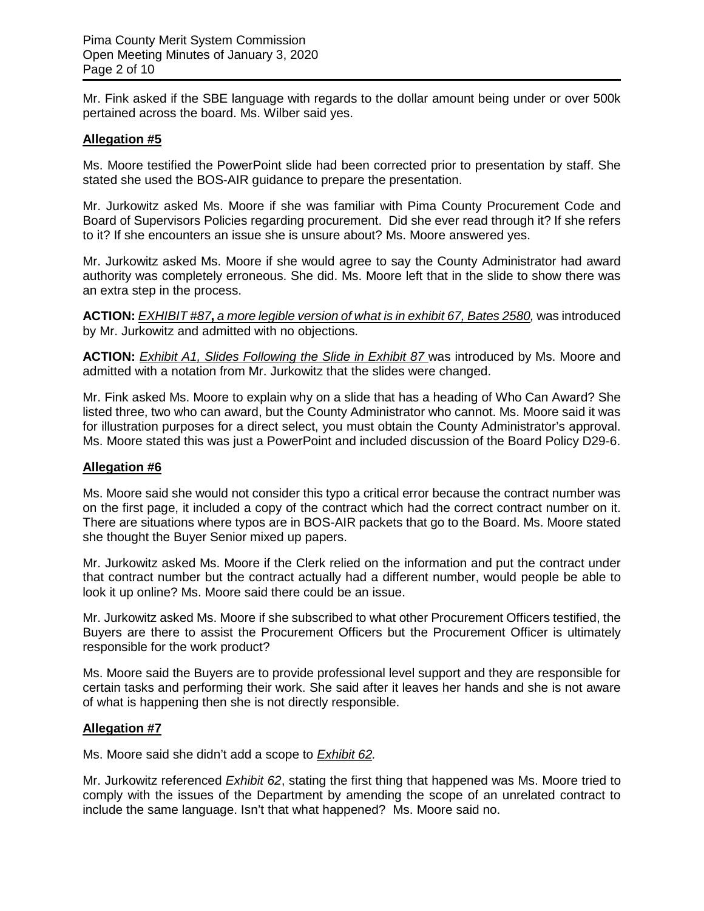Mr. Fink asked if the SBE language with regards to the dollar amount being under or over 500k pertained across the board. Ms. Wilber said yes.

**Allegation #5**

Ms. Moore testified the PowerPoint slide had been corrected prior to presentation by staff. She stated she used the BOS-AIR guidance to prepare the presentation.

Mr. Jurkowitz asked Ms. Moore if she was familiar with Pima County Procurement Code and Board of Supervisors Policies regarding procurement. Did she ever read through it? If she refers to it? If she encounters an issue she is unsure about? Ms. Moore answered yes.

Mr. Jurkowitz asked Ms. Moore if she would agree to say the County Administrator had award authority was completely erroneous. She did. Ms. Moore left that in the slide to show there was an extra step in the process.

**ACTION:** ***EXHIBIT #87**, a more legible version of what is in exhibit 67, Bates 2580,* was introduced by Mr. Jurkowitz and admitted with no objections.

**ACTION:** *Exhibit A1, Slides Following the Slide in Exhibit 87* was introduced by Ms. Moore and admitted with a notation from Mr. Jurkowitz that the slides were changed.

Mr. Fink asked Ms. Moore to explain why on a slide that has a heading of Who Can Award? She listed three, two who can award, but the County Administrator who cannot. Ms. Moore said it was for illustration purposes for a direct select, you must obtain the County Administrator's approval. Ms. Moore stated this was just a PowerPoint and included discussion of the Board Policy D29-6.

**Allegation #6**

Ms. Moore said she would not consider this typo a critical error because the contract number was on the first page, it included a copy of the contract which had the correct contract number on it. There are situations where typos are in BOS-AIR packets that go to the Board. Ms. Moore stated she thought the Buyer Senior mixed up papers.

Mr. Jurkowitz asked Ms. Moore if the Clerk relied on the information and put the contract under that contract number but the contract actually had a different number, would people be able to look it up online? Ms. Moore said there could be an issue.

Mr. Jurkowitz asked Ms. Moore if she subscribed to what other Procurement Officers testified, the Buyers are there to assist the Procurement Officers but the Procurement Officer is ultimately responsible for the work product?

Ms. Moore said the Buyers are to provide professional level support and they are responsible for certain tasks and performing their work. She said after it leaves her hands and she is not aware of what is happening then she is not directly responsible.

**Allegation #7**

Ms. Moore said she didn't add a scope to *Exhibit 62.*

Mr. Jurkowitz referenced *Exhibit 62*, stating the first thing that happened was Ms. Moore tried to comply with the issues of the Department by amending the scope of an unrelated contract to include the same language. Isn't that what happened? Ms. Moore said no.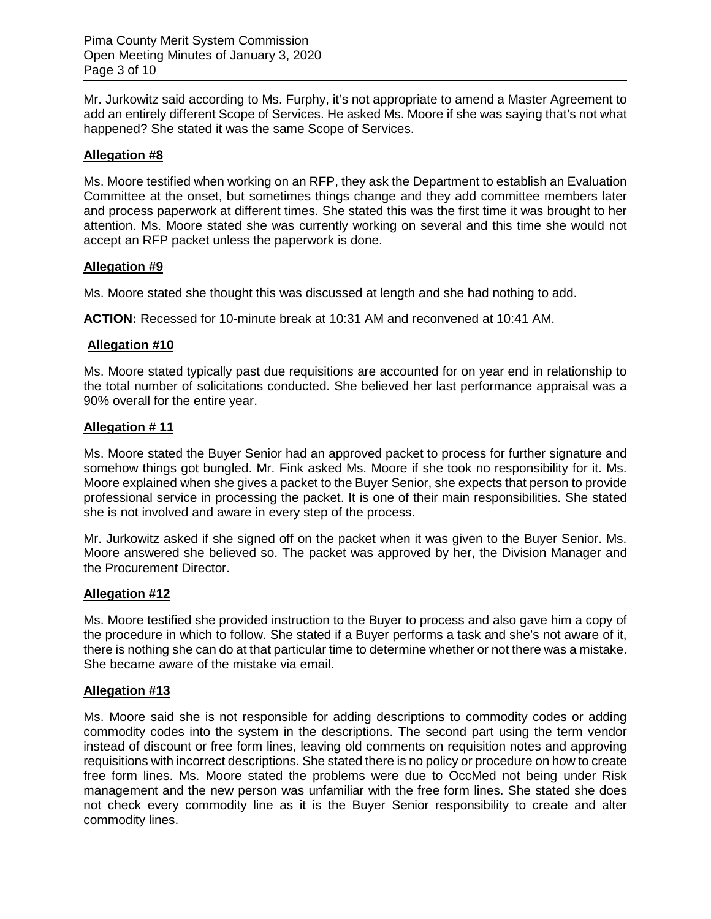Mr. Jurkowitz said according to Ms. Furphy, it's not appropriate to amend a Master Agreement to add an entirely different Scope of Services. He asked Ms. Moore if she was saying that's not what happened? She stated it was the same Scope of Services.

**Allegation #8**

Ms. Moore testified when working on an RFP, they ask the Department to establish an Evaluation Committee at the onset, but sometimes things change and they add committee members later and process paperwork at different times. She stated this was the first time it was brought to her attention. Ms. Moore stated she was currently working on several and this time she would not accept an RFP packet unless the paperwork is done.

**Allegation #9**

Ms. Moore stated she thought this was discussed at length and she had nothing to add.

**ACTION:** Recessed for 10-minute break at 10:31 AM and reconvened at 10:41 AM.

**Allegation #10**

Ms. Moore stated typically past due requisitions are accounted for on year end in relationship to the total number of solicitations conducted. She believed her last performance appraisal was a 90% overall for the entire year.

**Allegation # 11**

Ms. Moore stated the Buyer Senior had an approved packet to process for further signature and somehow things got bungled. Mr. Fink asked Ms. Moore if she took no responsibility for it. Ms. Moore explained when she gives a packet to the Buyer Senior, she expects that person to provide professional service in processing the packet. It is one of their main responsibilities. She stated she is not involved and aware in every step of the process.

Mr. Jurkowitz asked if she signed off on the packet when it was given to the Buyer Senior. Ms. Moore answered she believed so. The packet was approved by her, the Division Manager and the Procurement Director.

**Allegation #12**

Ms. Moore testified she provided instruction to the Buyer to process and also gave him a copy of the procedure in which to follow. She stated if a Buyer performs a task and she's not aware of it, there is nothing she can do at that particular time to determine whether or not there was a mistake. She became aware of the mistake via email.

**Allegation #13**

Ms. Moore said she is not responsible for adding descriptions to commodity codes or adding commodity codes into the system in the descriptions. The second part using the term vendor instead of discount or free form lines, leaving old comments on requisition notes and approving requisitions with incorrect descriptions. She stated there is no policy or procedure on how to create free form lines. Ms. Moore stated the problems were due to OccMed not being under Risk management and the new person was unfamiliar with the free form lines. She stated she does not check every commodity line as it is the Buyer Senior responsibility to create and alter commodity lines.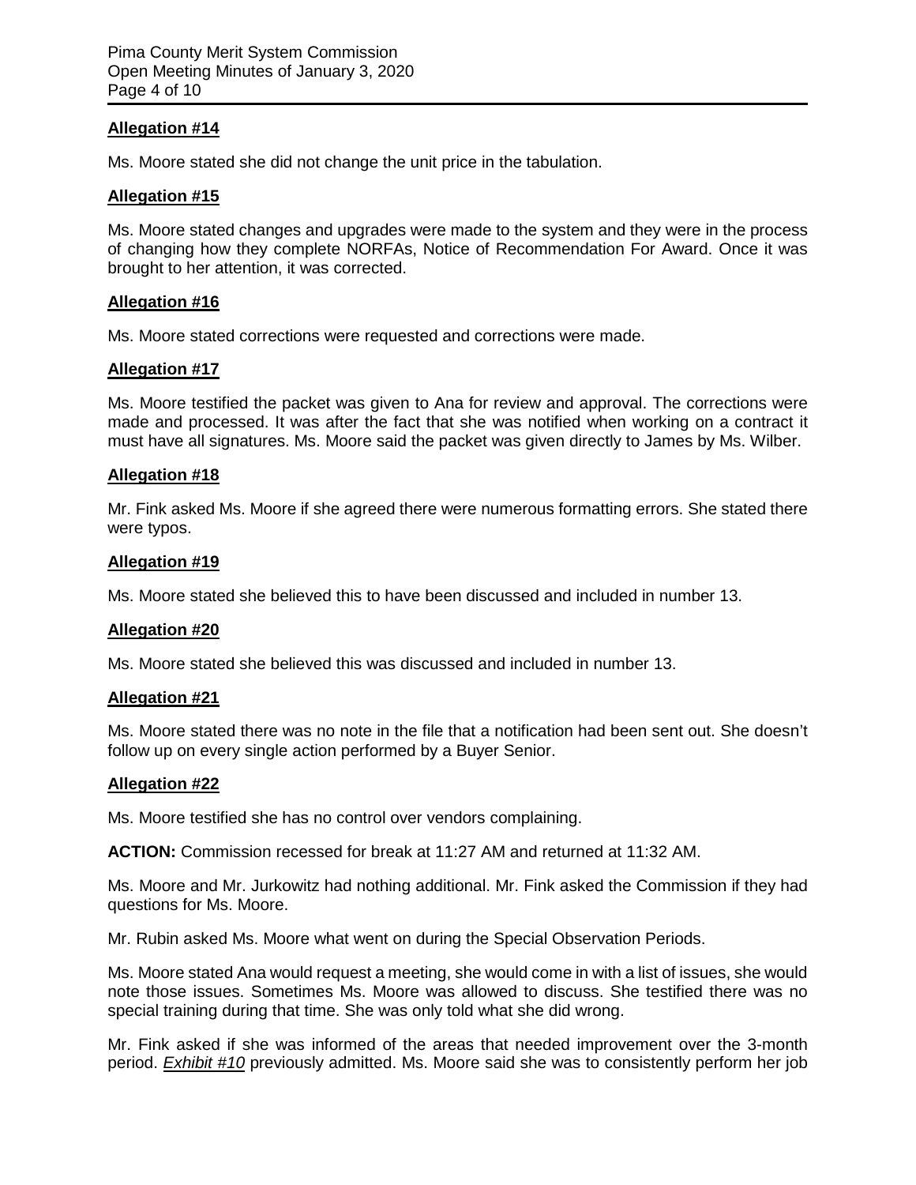**Allegation #14**

Ms. Moore stated she did not change the unit price in the tabulation.

**Allegation #15**

Ms. Moore stated changes and upgrades were made to the system and they were in the process of changing how they complete NORFAs, Notice of Recommendation For Award. Once it was brought to her attention, it was corrected.

**Allegation #16**

Ms. Moore stated corrections were requested and corrections were made.

**Allegation #17**

Ms. Moore testified the packet was given to Ana for review and approval. The corrections were made and processed. It was after the fact that she was notified when working on a contract it must have all signatures. Ms. Moore said the packet was given directly to James by Ms. Wilber.

**Allegation #18**

Mr. Fink asked Ms. Moore if she agreed there were numerous formatting errors. She stated there were typos.

**Allegation #19**

Ms. Moore stated she believed this to have been discussed and included in number 13.

**Allegation #20**

Ms. Moore stated she believed this was discussed and included in number 13.

**Allegation #21**

Ms. Moore stated there was no note in the file that a notification had been sent out. She doesn't follow up on every single action performed by a Buyer Senior.

**Allegation #22**

Ms. Moore testified she has no control over vendors complaining.

**ACTION:** Commission recessed for break at 11:27 AM and returned at 11:32 AM.

Ms. Moore and Mr. Jurkowitz had nothing additional. Mr. Fink asked the Commission if they had questions for Ms. Moore.

Mr. Rubin asked Ms. Moore what went on during the Special Observation Periods.

Ms. Moore stated Ana would request a meeting, she would come in with a list of issues, she would note those issues. Sometimes Ms. Moore was allowed to discuss. She testified there was no special training during that time. She was only told what she did wrong.

Mr. Fink asked if she was informed of the areas that needed improvement over the 3-month period. *Exhibit #10* previously admitted. Ms. Moore said she was to consistently perform her job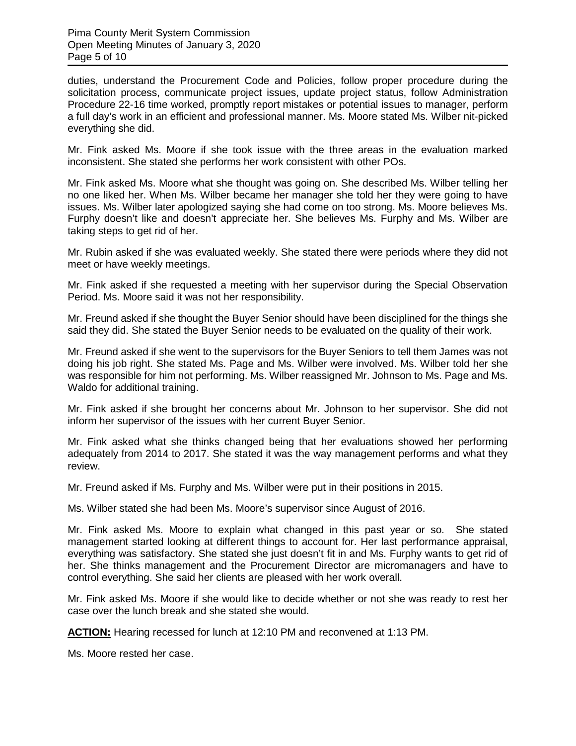duties, understand the Procurement Code and Policies, follow proper procedure during the solicitation process, communicate project issues, update project status, follow Administration Procedure 22-16 time worked, promptly report mistakes or potential issues to manager, perform a full day's work in an efficient and professional manner. Ms. Moore stated Ms. Wilber nit-picked everything she did.

Mr. Fink asked Ms. Moore if she took issue with the three areas in the evaluation marked inconsistent. She stated she performs her work consistent with other POs.

Mr. Fink asked Ms. Moore what she thought was going on. She described Ms. Wilber telling her no one liked her. When Ms. Wilber became her manager she told her they were going to have issues. Ms. Wilber later apologized saying she had come on too strong. Ms. Moore believes Ms. Furphy doesn't like and doesn't appreciate her. She believes Ms. Furphy and Ms. Wilber are taking steps to get rid of her.

Mr. Rubin asked if she was evaluated weekly. She stated there were periods where they did not meet or have weekly meetings.

Mr. Fink asked if she requested a meeting with her supervisor during the Special Observation Period. Ms. Moore said it was not her responsibility.

Mr. Freund asked if she thought the Buyer Senior should have been disciplined for the things she said they did. She stated the Buyer Senior needs to be evaluated on the quality of their work.

Mr. Freund asked if she went to the supervisors for the Buyer Seniors to tell them James was not doing his job right. She stated Ms. Page and Ms. Wilber were involved. Ms. Wilber told her she was responsible for him not performing. Ms. Wilber reassigned Mr. Johnson to Ms. Page and Ms. Waldo for additional training.

Mr. Fink asked if she brought her concerns about Mr. Johnson to her supervisor. She did not inform her supervisor of the issues with her current Buyer Senior.

Mr. Fink asked what she thinks changed being that her evaluations showed her performing adequately from 2014 to 2017. She stated it was the way management performs and what they review.

Mr. Freund asked if Ms. Furphy and Ms. Wilber were put in their positions in 2015.

Ms. Wilber stated she had been Ms. Moore's supervisor since August of 2016.

Mr. Fink asked Ms. Moore to explain what changed in this past year or so. She stated management started looking at different things to account for. Her last performance appraisal, everything was satisfactory. She stated she just doesn't fit in and Ms. Furphy wants to get rid of her. She thinks management and the Procurement Director are micromanagers and have to control everything. She said her clients are pleased with her work overall.

Mr. Fink asked Ms. Moore if she would like to decide whether or not she was ready to rest her case over the lunch break and she stated she would.

**ACTION:** Hearing recessed for lunch at 12:10 PM and reconvened at 1:13 PM.

Ms. Moore rested her case.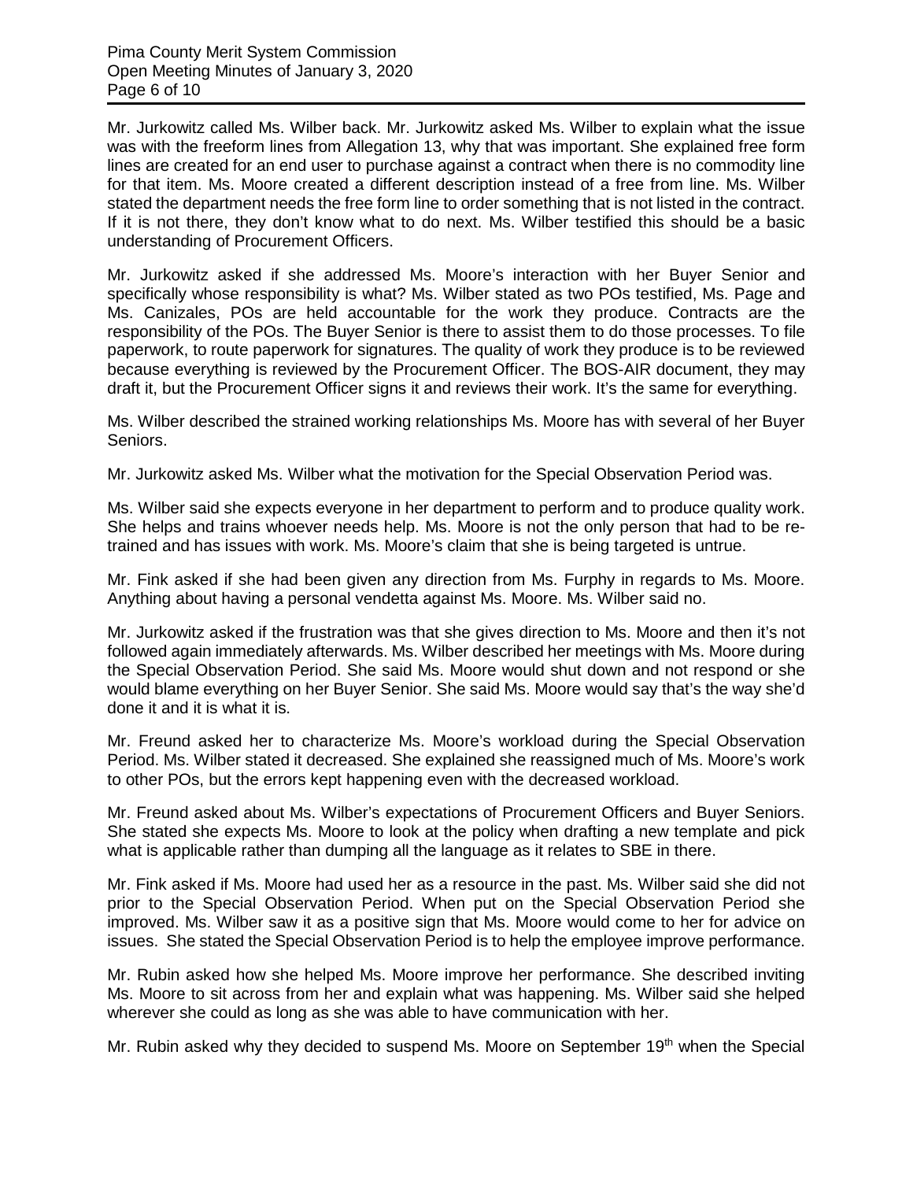Mr. Jurkowitz called Ms. Wilber back. Mr. Jurkowitz asked Ms. Wilber to explain what the issue was with the freeform lines from Allegation 13, why that was important. She explained free form lines are created for an end user to purchase against a contract when there is no commodity line for that item. Ms. Moore created a different description instead of a free from line. Ms. Wilber stated the department needs the free form line to order something that is not listed in the contract. If it is not there, they don't know what to do next. Ms. Wilber testified this should be a basic understanding of Procurement Officers.

Mr. Jurkowitz asked if she addressed Ms. Moore's interaction with her Buyer Senior and specifically whose responsibility is what? Ms. Wilber stated as two POs testified, Ms. Page and Ms. Canizales, POs are held accountable for the work they produce. Contracts are the responsibility of the POs. The Buyer Senior is there to assist them to do those processes. To file paperwork, to route paperwork for signatures. The quality of work they produce is to be reviewed because everything is reviewed by the Procurement Officer. The BOS-AIR document, they may draft it, but the Procurement Officer signs it and reviews their work. It's the same for everything.

Ms. Wilber described the strained working relationships Ms. Moore has with several of her Buyer Seniors.

Mr. Jurkowitz asked Ms. Wilber what the motivation for the Special Observation Period was.

Ms. Wilber said she expects everyone in her department to perform and to produce quality work. She helps and trains whoever needs help. Ms. Moore is not the only person that had to be re-trained and has issues with work. Ms. Moore's claim that she is being targeted is untrue.

Mr. Fink asked if she had been given any direction from Ms. Furphy in regards to Ms. Moore. Anything about having a personal vendetta against Ms. Moore. Ms. Wilber said no.

Mr. Jurkowitz asked if the frustration was that she gives direction to Ms. Moore and then it's not followed again immediately afterwards. Ms. Wilber described her meetings with Ms. Moore during the Special Observation Period. She said Ms. Moore would shut down and not respond or she would blame everything on her Buyer Senior. She said Ms. Moore would say that's the way she'd done it and it is what it is.

Mr. Freund asked her to characterize Ms. Moore's workload during the Special Observation Period. Ms. Wilber stated it decreased. She explained she reassigned much of Ms. Moore's work to other POs, but the errors kept happening even with the decreased workload.

Mr. Freund asked about Ms. Wilber's expectations of Procurement Officers and Buyer Seniors. She stated she expects Ms. Moore to look at the policy when drafting a new template and pick what is applicable rather than dumping all the language as it relates to SBE in there.

Mr. Fink asked if Ms. Moore had used her as a resource in the past. Ms. Wilber said she did not prior to the Special Observation Period. When put on the Special Observation Period she improved. Ms. Wilber saw it as a positive sign that Ms. Moore would come to her for advice on issues. She stated the Special Observation Period is to help the employee improve performance.

Mr. Rubin asked how she helped Ms. Moore improve her performance. She described inviting Ms. Moore to sit across from her and explain what was happening. Ms. Wilber said she helped wherever she could as long as she was able to have communication with her.

Mr. Rubin asked why they decided to suspend Ms. Moore on September 19th when the Special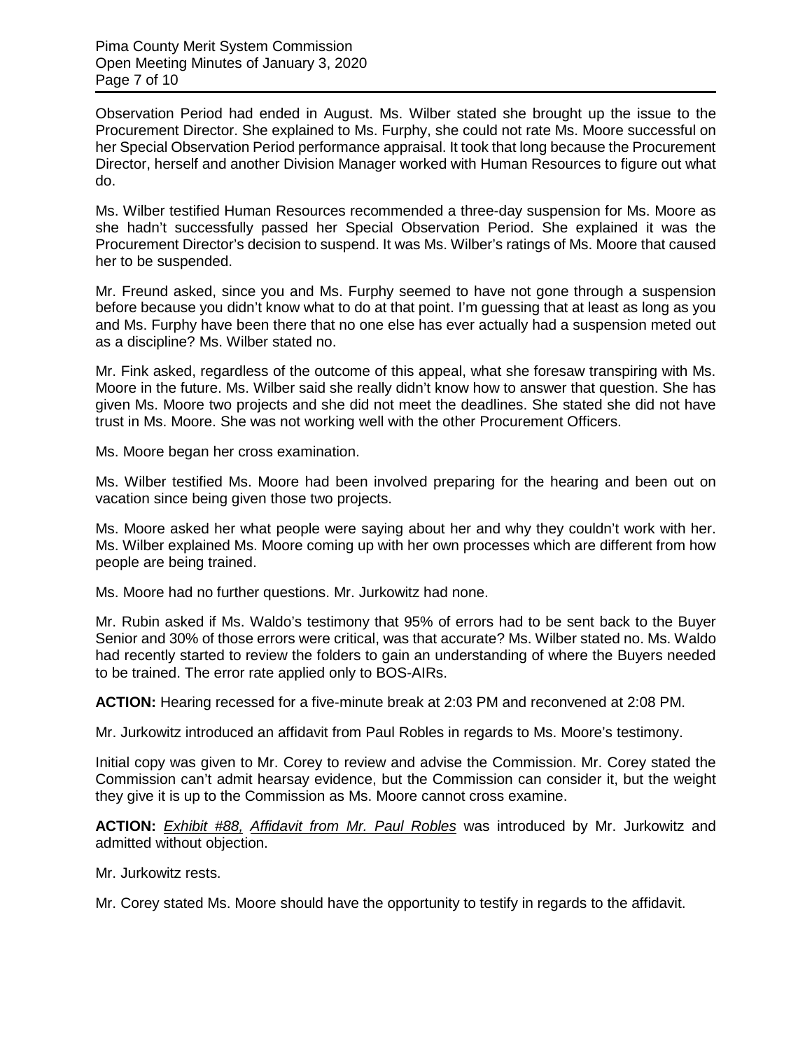Observation Period had ended in August. Ms. Wilber stated she brought up the issue to the Procurement Director. She explained to Ms. Furphy, she could not rate Ms. Moore successful on her Special Observation Period performance appraisal. It took that long because the Procurement Director, herself and another Division Manager worked with Human Resources to figure out what do.

Ms. Wilber testified Human Resources recommended a three-day suspension for Ms. Moore as she hadn't successfully passed her Special Observation Period. She explained it was the Procurement Director's decision to suspend. It was Ms. Wilber's ratings of Ms. Moore that caused her to be suspended.

Mr. Freund asked, since you and Ms. Furphy seemed to have not gone through a suspension before because you didn't know what to do at that point. I'm guessing that at least as long as you and Ms. Furphy have been there that no one else has ever actually had a suspension meted out as a discipline? Ms. Wilber stated no.

Mr. Fink asked, regardless of the outcome of this appeal, what she foresaw transpiring with Ms. Moore in the future. Ms. Wilber said she really didn't know how to answer that question. She has given Ms. Moore two projects and she did not meet the deadlines. She stated she did not have trust in Ms. Moore. She was not working well with the other Procurement Officers.

Ms. Moore began her cross examination.

Ms. Wilber testified Ms. Moore had been involved preparing for the hearing and been out on vacation since being given those two projects.

Ms. Moore asked her what people were saying about her and why they couldn't work with her. Ms. Wilber explained Ms. Moore coming up with her own processes which are different from how people are being trained.

Ms. Moore had no further questions. Mr. Jurkowitz had none.

Mr. Rubin asked if Ms. Waldo's testimony that 95% of errors had to be sent back to the Buyer Senior and 30% of those errors were critical, was that accurate? Ms. Wilber stated no. Ms. Waldo had recently started to review the folders to gain an understanding of where the Buyers needed to be trained. The error rate applied only to BOS-AIRs.

**ACTION:** Hearing recessed for a five-minute break at 2:03 PM and reconvened at 2:08 PM.

Mr. Jurkowitz introduced an affidavit from Paul Robles in regards to Ms. Moore's testimony.

Initial copy was given to Mr. Corey to review and advise the Commission. Mr. Corey stated the Commission can't admit hearsay evidence, but the Commission can consider it, but the weight they give it is up to the Commission as Ms. Moore cannot cross examine.

**ACTION:** *Exhibit #88, Affidavit from Mr. Paul Robles* was introduced by Mr. Jurkowitz and admitted without objection.

Mr. Jurkowitz rests.

Mr. Corey stated Ms. Moore should have the opportunity to testify in regards to the affidavit.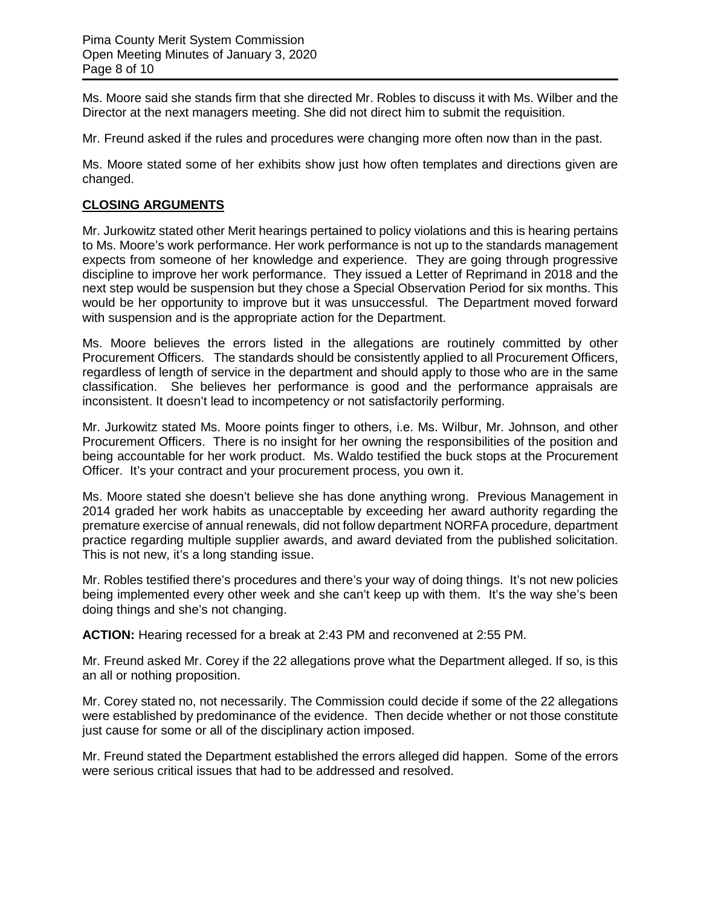Ms. Moore said she stands firm that she directed Mr. Robles to discuss it with Ms. Wilber and the Director at the next managers meeting. She did not direct him to submit the requisition.

Mr. Freund asked if the rules and procedures were changing more often now than in the past.

Ms. Moore stated some of her exhibits show just how often templates and directions given are changed.

## **CLOSING ARGUMENTS**

Mr. Jurkowitz stated other Merit hearings pertained to policy violations and this is hearing pertains to Ms. Moore's work performance. Her work performance is not up to the standards management expects from someone of her knowledge and experience. They are going through progressive discipline to improve her work performance. They issued a Letter of Reprimand in 2018 and the next step would be suspension but they chose a Special Observation Period for six months. This would be her opportunity to improve but it was unsuccessful. The Department moved forward with suspension and is the appropriate action for the Department.

Ms. Moore believes the errors listed in the allegations are routinely committed by other Procurement Officers. The standards should be consistently applied to all Procurement Officers, regardless of length of service in the department and should apply to those who are in the same classification. She believes her performance is good and the performance appraisals are inconsistent. It doesn't lead to incompetency or not satisfactorily performing.

Mr. Jurkowitz stated Ms. Moore points finger to others, i.e. Ms. Wilbur, Mr. Johnson, and other Procurement Officers. There is no insight for her owning the responsibilities of the position and being accountable for her work product. Ms. Waldo testified the buck stops at the Procurement Officer. It's your contract and your procurement process, you own it.

Ms. Moore stated she doesn't believe she has done anything wrong. Previous Management in 2014 graded her work habits as unacceptable by exceeding her award authority regarding the premature exercise of annual renewals, did not follow department NORFA procedure, department practice regarding multiple supplier awards, and award deviated from the published solicitation. This is not new, it's a long standing issue.

Mr. Robles testified there's procedures and there's your way of doing things. It's not new policies being implemented every other week and she can't keep up with them. It's the way she's been doing things and she's not changing.

**ACTION:** Hearing recessed for a break at 2:43 PM and reconvened at 2:55 PM.

Mr. Freund asked Mr. Corey if the 22 allegations prove what the Department alleged. If so, is this an all or nothing proposition.

Mr. Corey stated no, not necessarily. The Commission could decide if some of the 22 allegations were established by predominance of the evidence. Then decide whether or not those constitute just cause for some or all of the disciplinary action imposed.

Mr. Freund stated the Department established the errors alleged did happen. Some of the errors were serious critical issues that had to be addressed and resolved.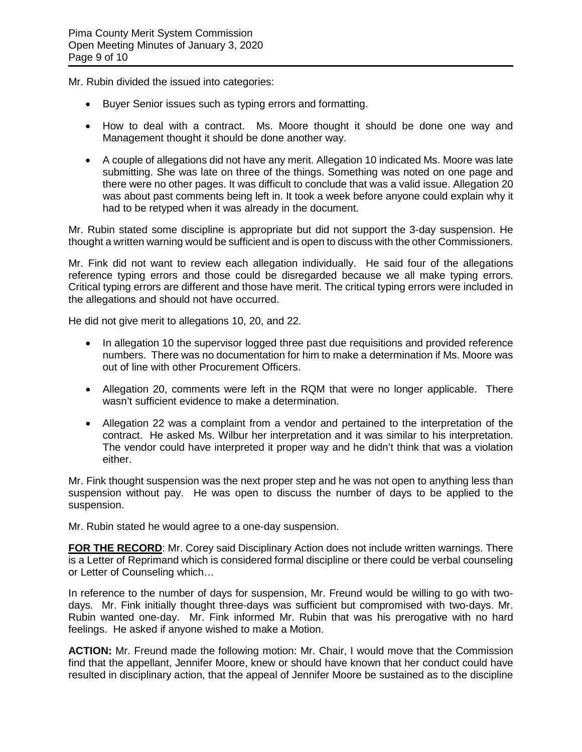Mr. Rubin divided the issued into categories:

- Buyer Senior issues such as typing errors and formatting.
- How to deal with a contract. Ms. Moore thought it should be done one way and Management thought it should be done another way.
- A couple of allegations did not have any merit. Allegation 10 indicated Ms. Moore was late submitting. She was late on three of the things. Something was noted on one page and there were no other pages. It was difficult to conclude that was a valid issue. Allegation 20 was about past comments being left in. It took a week before anyone could explain why it had to be retyped when it was already in the document.

Mr. Rubin stated some discipline is appropriate but did not support the 3-day suspension. He thought a written warning would be sufficient and is open to discuss with the other Commissioners.

Mr. Fink did not want to review each allegation individually. He said four of the allegations reference typing errors and those could be disregarded because we all make typing errors. Critical typing errors are different and those have merit. The critical typing errors were included in the allegations and should not have occurred.

He did not give merit to allegations 10, 20, and 22.

- In allegation 10 the supervisor logged three past due requisitions and provided reference numbers. There was no documentation for him to make a determination if Ms. Moore was out of line with other Procurement Officers.
- Allegation 20, comments were left in the RQM that were no longer applicable. There wasn't sufficient evidence to make a determination.
- Allegation 22 was a complaint from a vendor and pertained to the interpretation of the contract. He asked Ms. Wilbur her interpretation and it was similar to his interpretation. The vendor could have interpreted it proper way and he didn't think that was a violation either.

Mr. Fink thought suspension was the next proper step and he was not open to anything less than suspension without pay. He was open to discuss the number of days to be applied to the suspension.

Mr. Rubin stated he would agree to a one-day suspension.

**FOR THE RECORD**: Mr. Corey said Disciplinary Action does not include written warnings. There is a Letter of Reprimand which is considered formal discipline or there could be verbal counseling or Letter of Counseling which…

In reference to the number of days for suspension, Mr. Freund would be willing to go with two-days. Mr. Fink initially thought three-days was sufficient but compromised with two-days. Mr. Rubin wanted one-day. Mr. Fink informed Mr. Rubin that was his prerogative with no hard feelings. He asked if anyone wished to make a Motion.

**ACTION:** Mr. Freund made the following motion: Mr. Chair, I would move that the Commission find that the appellant, Jennifer Moore, knew or should have known that her conduct could have resulted in disciplinary action, that the appeal of Jennifer Moore be sustained as to the discipline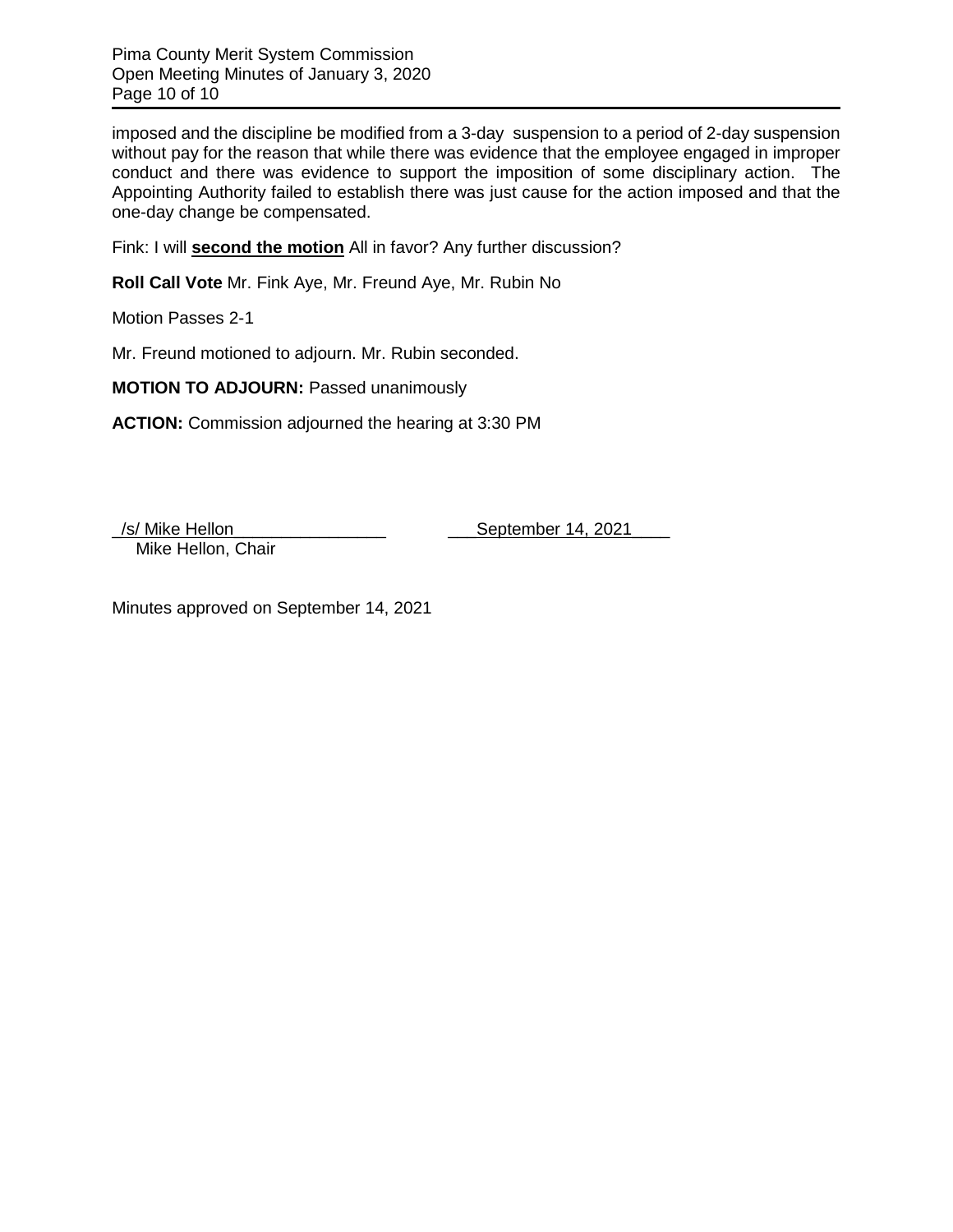imposed and the discipline be modified from a 3-day suspension to a period of 2-day suspension without pay for the reason that while there was evidence that the employee engaged in improper conduct and there was evidence to support the imposition of some disciplinary action. The Appointing Authority failed to establish there was just cause for the action imposed and that the one-day change be compensated.

Fink: I will **second the motion** All in favor? Any further discussion?

**Roll Call Vote** Mr. Fink Aye, Mr. Freund Aye, Mr. Rubin No

Motion Passes 2-1

Mr. Freund motioned to adjourn. Mr. Rubin seconded.

**MOTION TO ADJOURN:** Passed unanimously

**ACTION:** Commission adjourned the hearing at 3:30 PM

/s/ Mike Hellon
Mike Hellon, Chair

September 14, 2021

Minutes approved on September 14, 2021